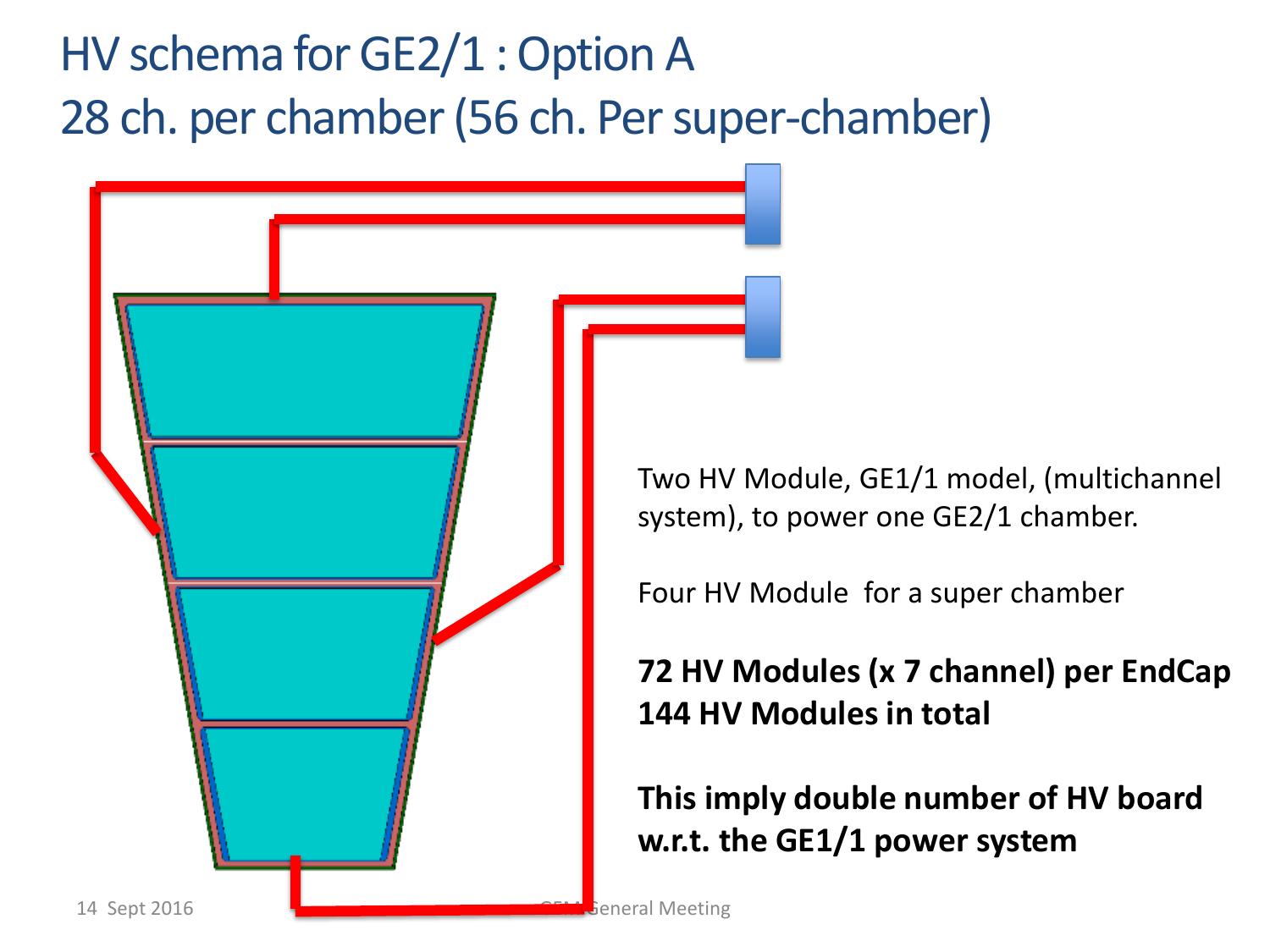# HV schema for GE2/1 : Option A
## 28 ch. per chamber (56 ch. Per super-chamber)

Two HV Module, GE1/1 model, (multichannel system), to power one GE2/1 chamber.

Four HV Module for a super chamber

**72 HV Modules (x 7 channel) per EndCap**
**144 HV Modules in total**

**This imply double number of HV board w.r.t. the GE1/1 power system**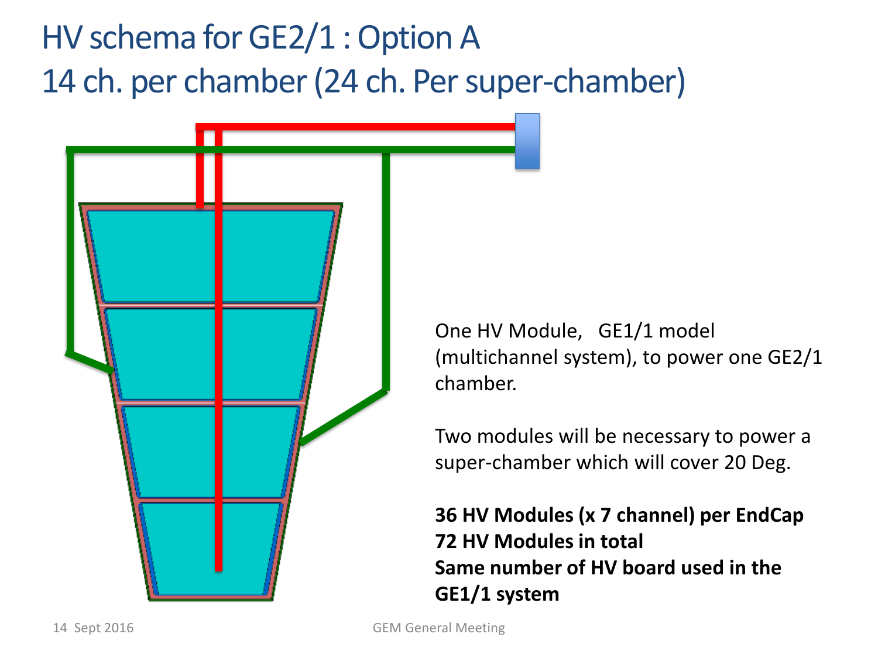# HV schema for GE2/1 : Option A
## 14 ch. per chamber (24 ch. Per super-chamber)

One HV Module, GE1/1 model (multichannel system), to power one GE2/1 chamber.

Two modules will be necessary to power a super-chamber which will cover 20 Deg.

**36 HV Modules (x 7 channel) per EndCap**
**72 HV Modules in total**
**Same number of HV board used in the GE1/1 system**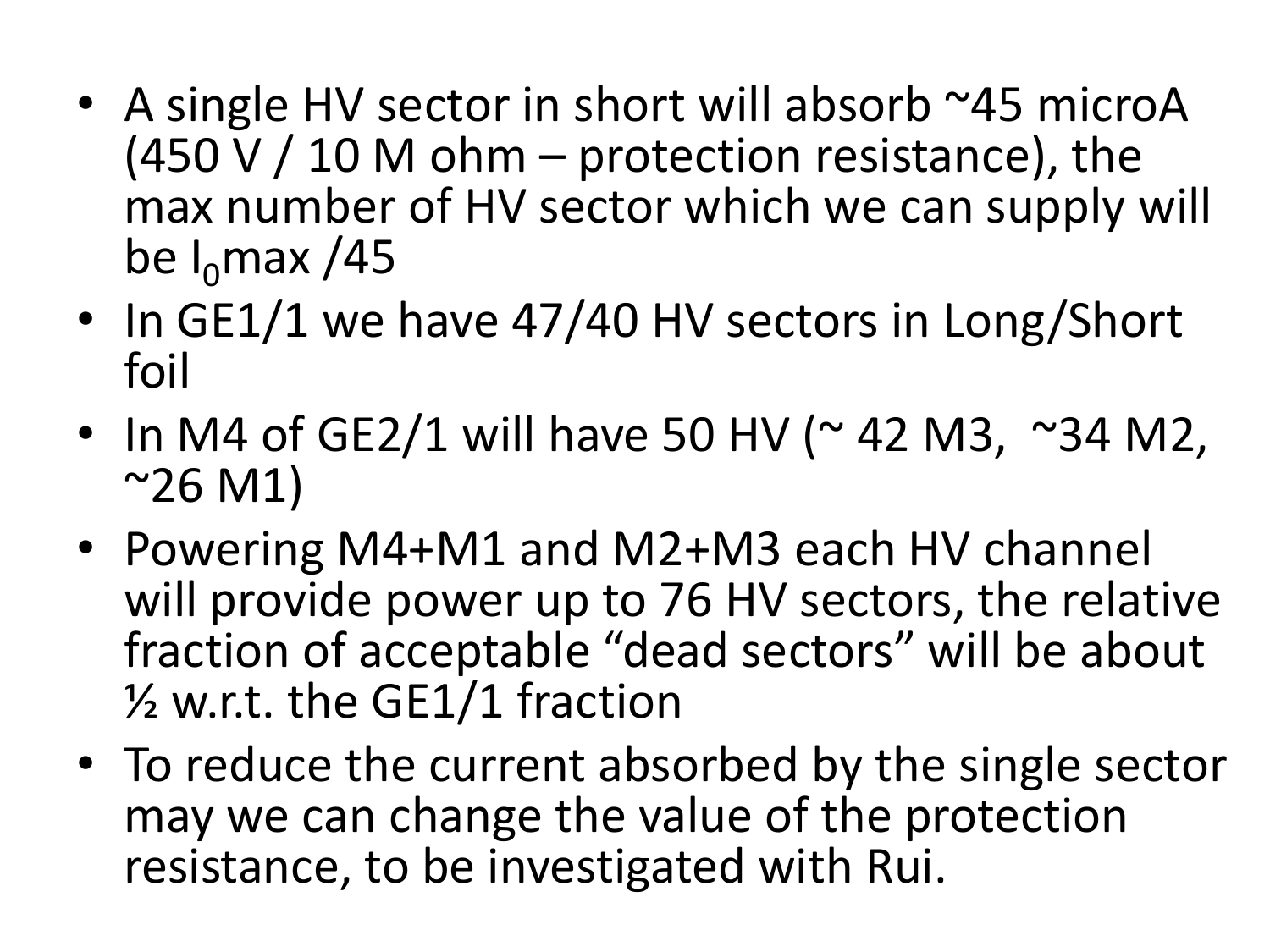- A single HV sector in short will absorb ~45 microA (450 V / 10 M ohm – protection resistance), the max number of HV sector which we can supply will be $I_0$max /45
- In GE1/1 we have 47/40 HV sectors in Long/Short foil
- In M4 of GE2/1 will have 50 HV (~ 42 M3, ~34 M2, ~26 M1)
- Powering M4+M1 and M2+M3 each HV channel will provide power up to 76 HV sectors, the relative fraction of acceptable "dead sectors" will be about ½ w.r.t. the GE1/1 fraction
- To reduce the current absorbed by the single sector may we can change the value of the protection resistance, to be investigated with Rui.